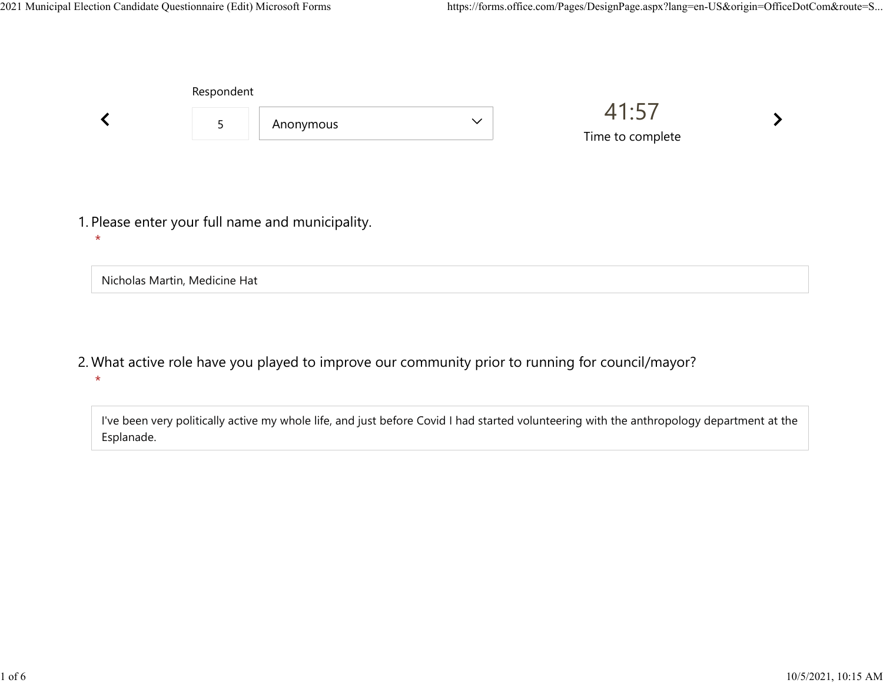Respondent

5 | Anonymous

41:57

Time to complete

1. Please enter your full name and municipality.
*

Nicholas Martin, Medicine Hat

2. What active role have you played to improve our community prior to running for council/mayor?
*

I've been very politically active my whole life, and just before Covid I had started volunteering with the anthropology department at the Esplanade.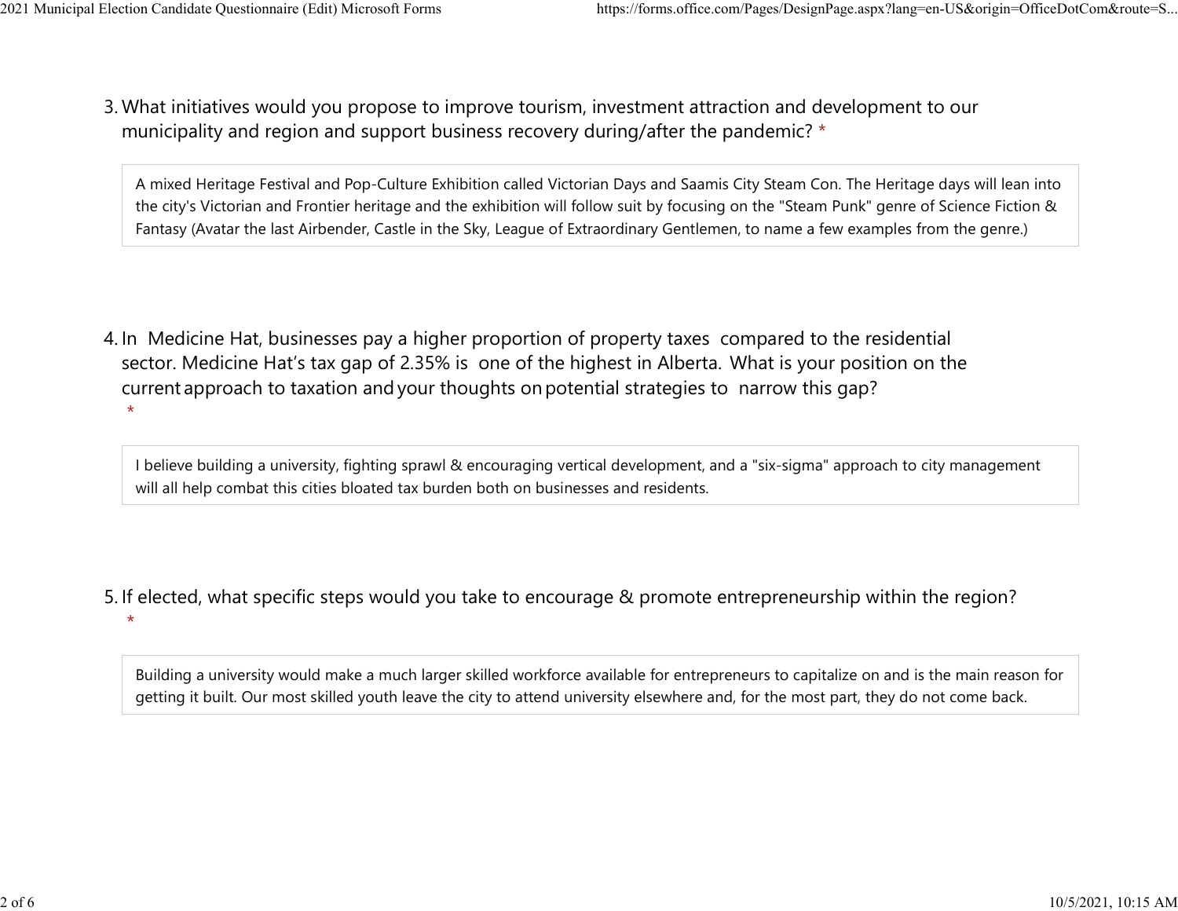3. What initiatives would you propose to improve tourism, investment attraction and development to our municipality and region and support business recovery during/after the pandemic? *

A mixed Heritage Festival and Pop-Culture Exhibition called Victorian Days and Saamis City Steam Con. The Heritage days will lean into the city's Victorian and Frontier heritage and the exhibition will follow suit by focusing on the "Steam Punk" genre of Science Fiction & Fantasy (Avatar the last Airbender, Castle in the Sky, League of Extraordinary Gentlemen, to name a few examples from the genre.)

4. In Medicine Hat, businesses pay a higher proportion of property taxes compared to the residential sector. Medicine Hat's tax gap of 2.35% is one of the highest in Alberta. What is your position on the current approach to taxation and your thoughts on potential strategies to narrow this gap? *

I believe building a university, fighting sprawl & encouraging vertical development, and a "six-sigma" approach to city management will all help combat this cities bloated tax burden both on businesses and residents.

5. If elected, what specific steps would you take to encourage & promote entrepreneurship within the region? *

Building a university would make a much larger skilled workforce available for entrepreneurs to capitalize on and is the main reason for getting it built. Our most skilled youth leave the city to attend university elsewhere and, for the most part, they do not come back.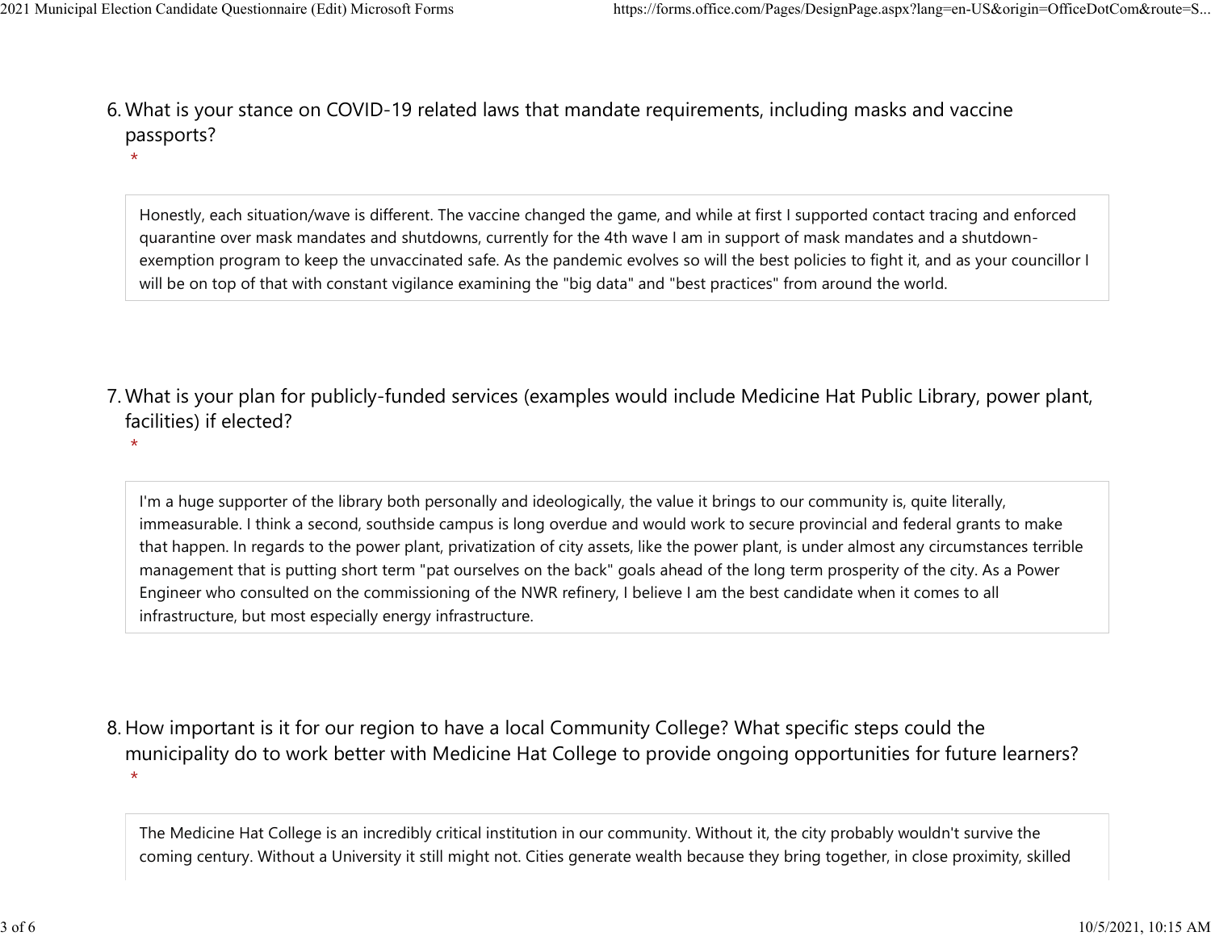6. What is your stance on COVID-19 related laws that mandate requirements, including masks and vaccine passports?
   *

> Honestly, each situation/wave is different. The vaccine changed the game, and while at first I supported contact tracing and enforced quarantine over mask mandates and shutdowns, currently for the 4th wave I am in support of mask mandates and a shutdown-exemption program to keep the unvaccinated safe. As the pandemic evolves so will the best policies to fight it, and as your councillor I will be on top of that with constant vigilance examining the "big data" and "best practices" from around the world.

7. What is your plan for publicly-funded services (examples would include Medicine Hat Public Library, power plant, facilities) if elected?
   *

> I'm a huge supporter of the library both personally and ideologically, the value it brings to our community is, quite literally, immeasurable. I think a second, southside campus is long overdue and would work to secure provincial and federal grants to make that happen. In regards to the power plant, privatization of city assets, like the power plant, is under almost any circumstances terrible management that is putting short term "pat ourselves on the back" goals ahead of the long term prosperity of the city. As a Power Engineer who consulted on the commissioning of the NWR refinery, I believe I am the best candidate when it comes to all infrastructure, but most especially energy infrastructure.

8. How important is it for our region to have a local Community College? What specific steps could the municipality do to work better with Medicine Hat College to provide ongoing opportunities for future learners?
   *

> The Medicine Hat College is an incredibly critical institution in our community. Without it, the city probably wouldn't survive the coming century. Without a University it still might not. Cities generate wealth because they bring together, in close proximity, skilled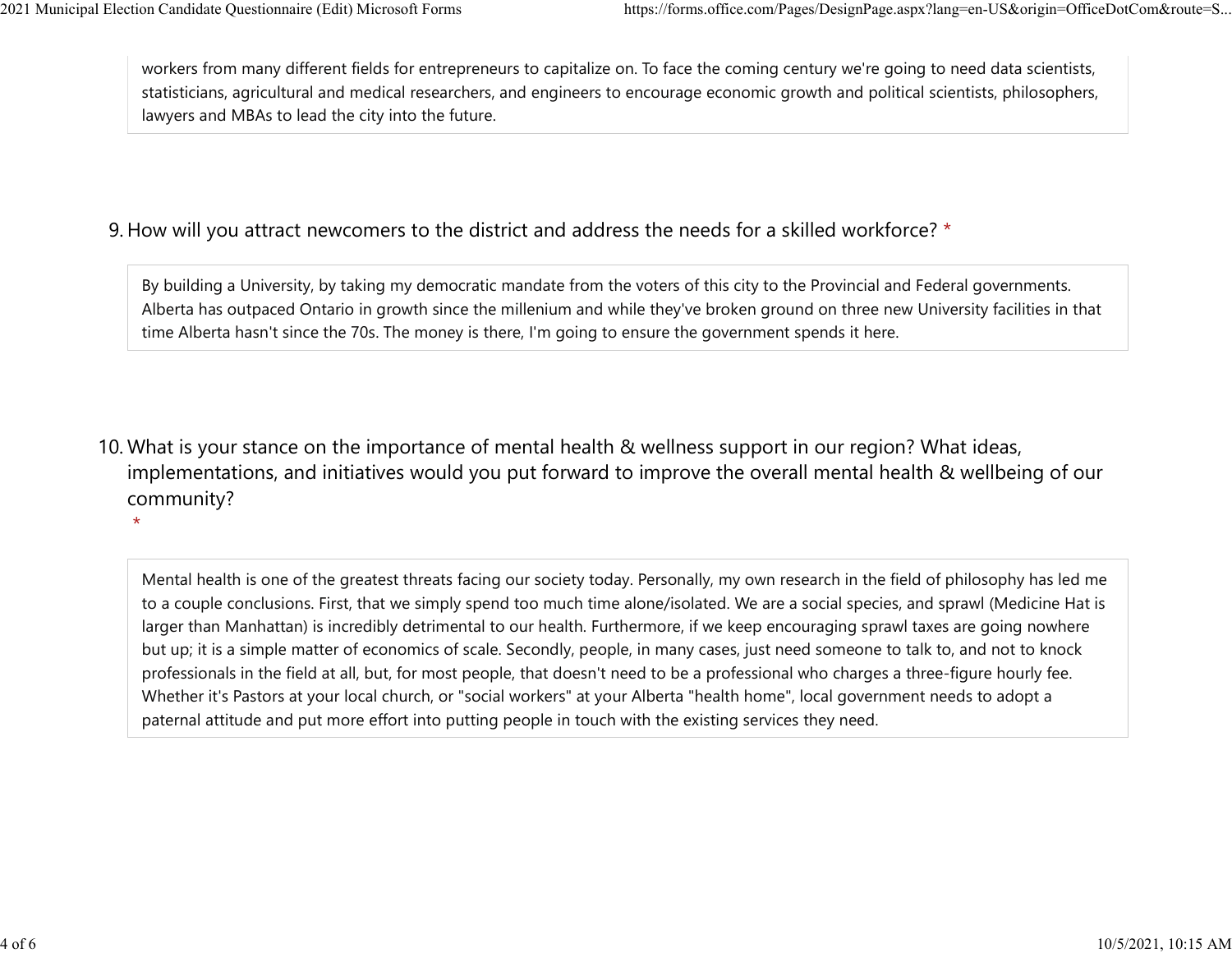workers from many different fields for entrepreneurs to capitalize on. To face the coming century we're going to need data scientists, statisticians, agricultural and medical researchers, and engineers to encourage economic growth and political scientists, philosophers, lawyers and MBAs to lead the city into the future.

9. How will you attract newcomers to the district and address the needs for a skilled workforce? *

By building a University, by taking my democratic mandate from the voters of this city to the Provincial and Federal governments. Alberta has outpaced Ontario in growth since the millenium and while they've broken ground on three new University facilities in that time Alberta hasn't since the 70s. The money is there, I'm going to ensure the government spends it here.

10. What is your stance on the importance of mental health & wellness support in our region? What ideas, implementations, and initiatives would you put forward to improve the overall mental health & wellbeing of our community? *

Mental health is one of the greatest threats facing our society today. Personally, my own research in the field of philosophy has led me to a couple conclusions. First, that we simply spend too much time alone/isolated. We are a social species, and sprawl (Medicine Hat is larger than Manhattan) is incredibly detrimental to our health. Furthermore, if we keep encouraging sprawl taxes are going nowhere but up; it is a simple matter of economics of scale. Secondly, people, in many cases, just need someone to talk to, and not to knock professionals in the field at all, but, for most people, that doesn't need to be a professional who charges a three-figure hourly fee. Whether it's Pastors at your local church, or "social workers" at your Alberta "health home", local government needs to adopt a paternal attitude and put more effort into putting people in touch with the existing services they need.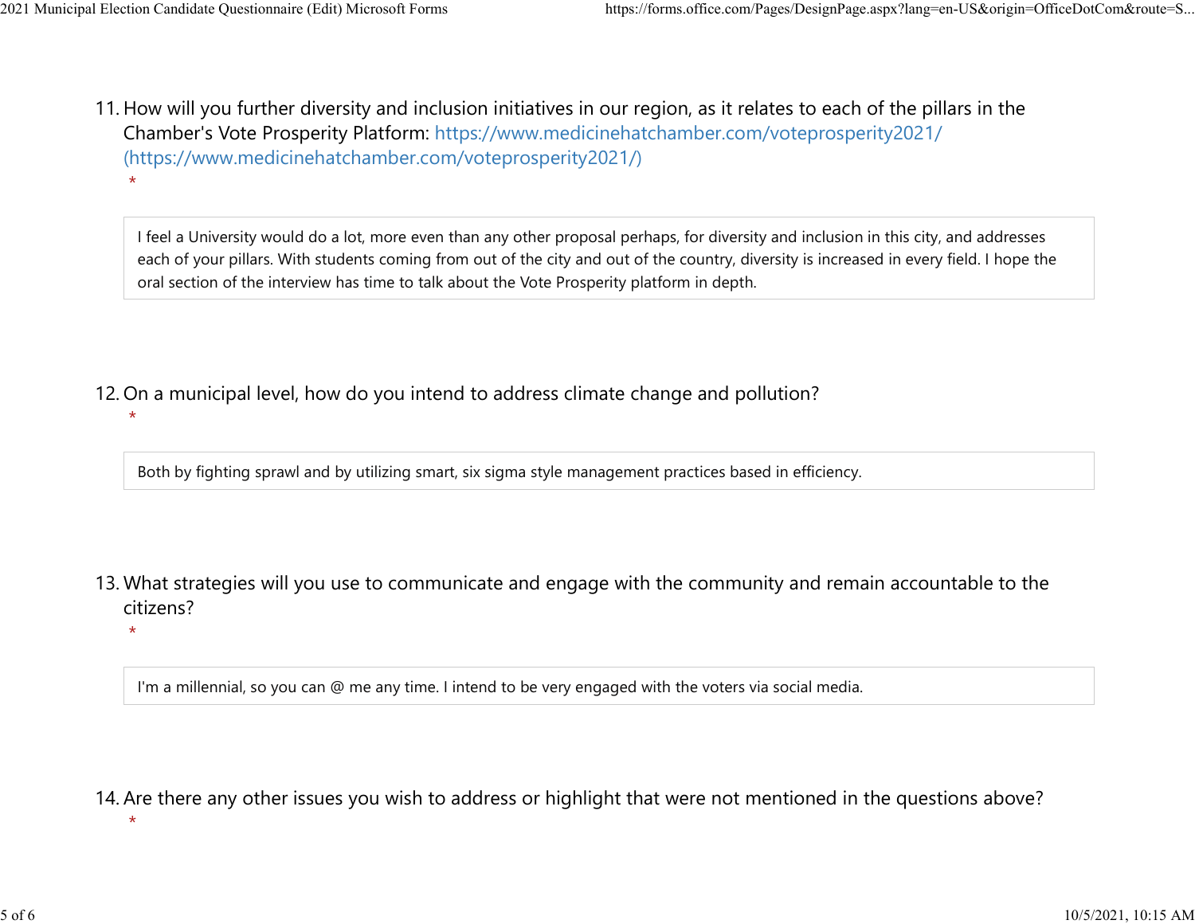11. How will you further diversity and inclusion initiatives in our region, as it relates to each of the pillars in the Chamber's Vote Prosperity Platform: https://www.medicinehatchamber.com/voteprosperity2021/ (https://www.medicinehatchamber.com/voteprosperity2021/)
*

I feel a University would do a lot, more even than any other proposal perhaps, for diversity and inclusion in this city, and addresses each of your pillars. With students coming from out of the city and out of the country, diversity is increased in every field. I hope the oral section of the interview has time to talk about the Vote Prosperity platform in depth.

12. On a municipal level, how do you intend to address climate change and pollution?
*

Both by fighting sprawl and by utilizing smart, six sigma style management practices based in efficiency.

13. What strategies will you use to communicate and engage with the community and remain accountable to the citizens?
*

I'm a millennial, so you can @ me any time. I intend to be very engaged with the voters via social media.

14. Are there any other issues you wish to address or highlight that were not mentioned in the questions above?
*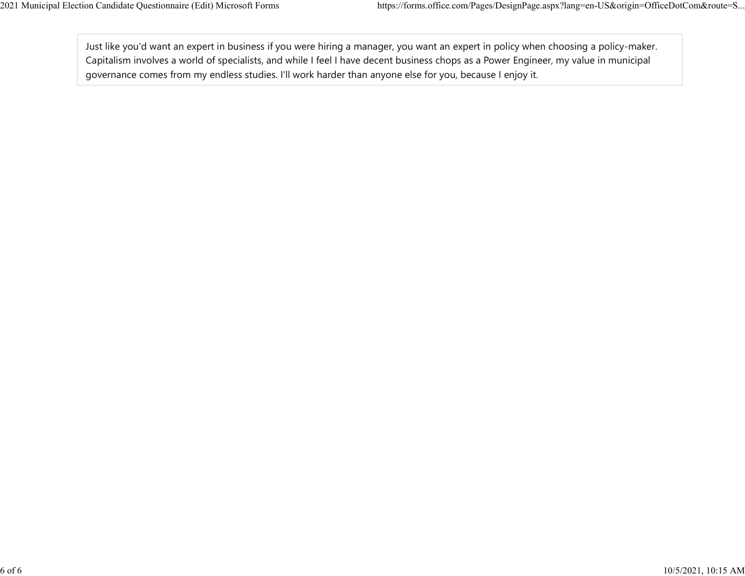Just like you'd want an expert in business if you were hiring a manager, you want an expert in policy when choosing a policy-maker. Capitalism involves a world of specialists, and while I feel I have decent business chops as a Power Engineer, my value in municipal governance comes from my endless studies. I'll work harder than anyone else for you, because I enjoy it.